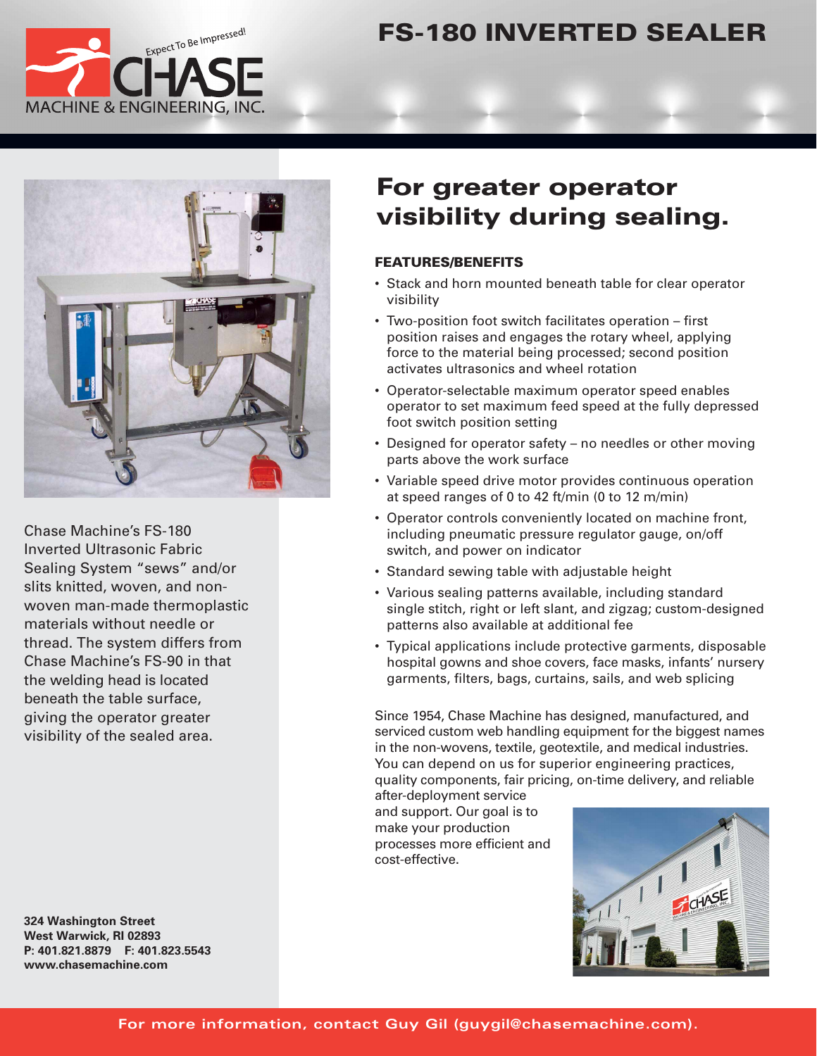# FS-180 INVERTED SEALER

Expect To Be Impressed!

CHASE MACHINE & ENGINEERING, INC.

Chase Machine's FS-180 Inverted Ultrasonic Fabric Sealing System "sews" and/or slits knitted, woven, and non-woven man-made thermoplastic materials without needle or thread. The system differs from Chase Machine's FS-90 in that the welding head is located beneath the table surface, giving the operator greater visibility of the sealed area.

**324 Washington Street**
**West Warwick, RI 02893**
**P: 401.821.8879 F: 401.823.5543**
**www.chasemachine.com**

## For greater operator visibility during sealing.

### FEATURES/BENEFITS

- Stack and horn mounted beneath table for clear operator visibility
- Two-position foot switch facilitates operation – first position raises and engages the rotary wheel, applying force to the material being processed; second position activates ultrasonics and wheel rotation
- Operator-selectable maximum operator speed enables operator to set maximum feed speed at the fully depressed foot switch position setting
- Designed for operator safety – no needles or other moving parts above the work surface
- Variable speed drive motor provides continuous operation at speed ranges of 0 to 42 ft/min (0 to 12 m/min)
- Operator controls conveniently located on machine front, including pneumatic pressure regulator gauge, on/off switch, and power on indicator
- Standard sewing table with adjustable height
- Various sealing patterns available, including standard single stitch, right or left slant, and zigzag; custom-designed patterns also available at additional fee
- Typical applications include protective garments, disposable hospital gowns and shoe covers, face masks, infants' nursery garments, filters, bags, curtains, sails, and web splicing

Since 1954, Chase Machine has designed, manufactured, and serviced custom web handling equipment for the biggest names in the non-wovens, textile, geotextile, and medical industries. You can depend on us for superior engineering practices, quality components, fair pricing, on-time delivery, and reliable after-deployment service and support. Our goal is to make your production processes more efficient and cost-effective.

**For more information, contact Guy Gil (guygil@chasemachine.com).**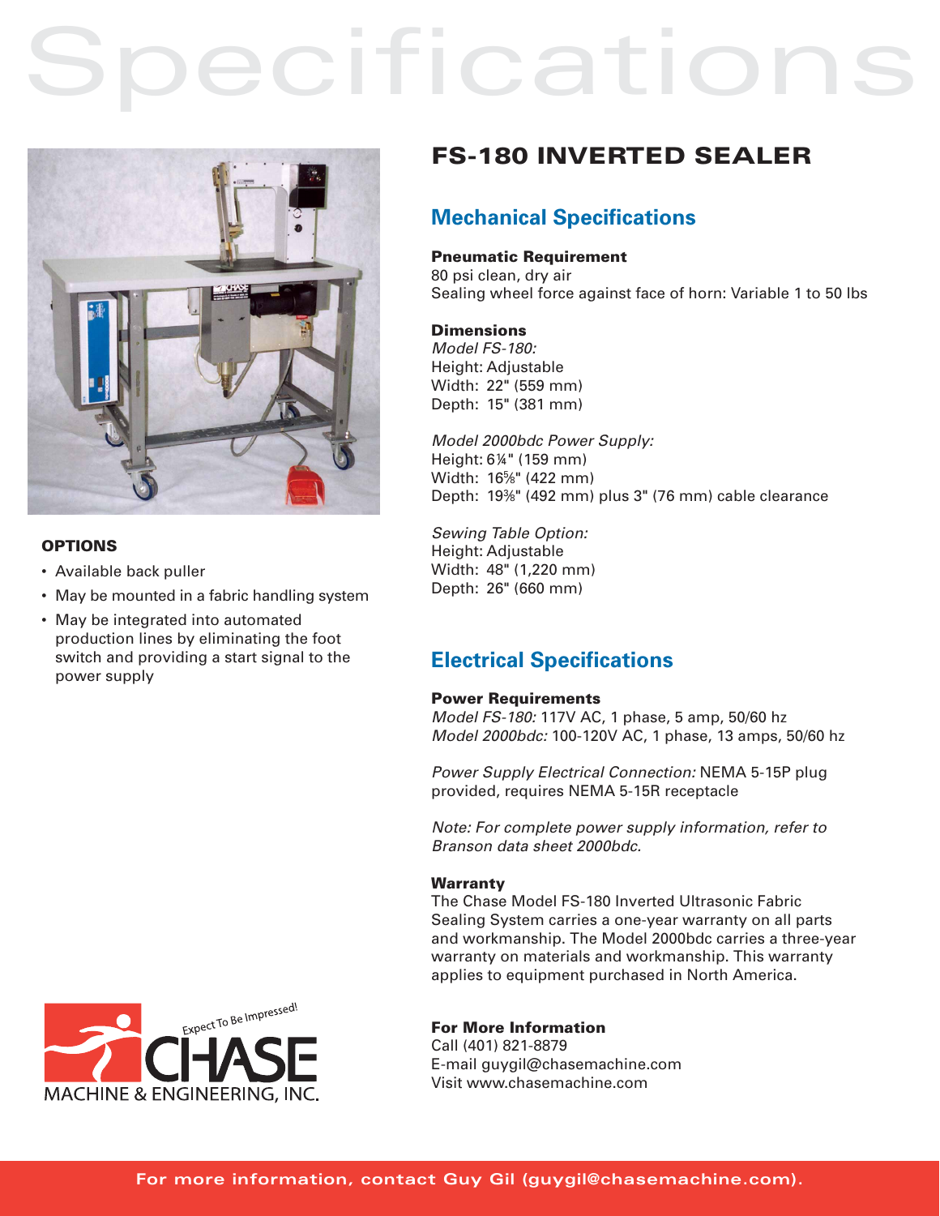# Specifications

## FS-180 INVERTED SEALER

### Mechanical Specifications

**Pneumatic Requirement**
80 psi clean, dry air
Sealing wheel force against face of horn: Variable 1 to 50 lbs

**Dimensions**
*Model FS-180:*
Height: Adjustable
Width: 22" (559 mm)
Depth: 15" (381 mm)

*Model 2000bdc Power Supply:*
Height: 6¼" (159 mm)
Width: 16⅝" (422 mm)
Depth: 19⅜" (492 mm) plus 3" (76 mm) cable clearance

*Sewing Table Option:*
Height: Adjustable
Width: 48" (1,220 mm)
Depth: 26" (660 mm)

### Electrical Specifications

**Power Requirements**
*Model FS-180:* 117V AC, 1 phase, 5 amp, 50/60 hz
*Model 2000bdc:* 100-120V AC, 1 phase, 13 amps, 50/60 hz

*Power Supply Electrical Connection:* NEMA 5-15P plug provided, requires NEMA 5-15R receptacle

*Note: For complete power supply information, refer to Branson data sheet 2000bdc.*

**Warranty**
The Chase Model FS-180 Inverted Ultrasonic Fabric Sealing System carries a one-year warranty on all parts and workmanship. The Model 2000bdc carries a three-year warranty on materials and workmanship. This warranty applies to equipment purchased in North America.

**For More Information**
Call (401) 821-8879
E-mail guygil@chasemachine.com
Visit www.chasemachine.com

**OPTIONS**

- Available back puller
- May be mounted in a fabric handling system
- May be integrated into automated production lines by eliminating the foot switch and providing a start signal to the power supply

Expect To Be Impressed!
CHASE
MACHINE & ENGINEERING, INC.

**For more information, contact Guy Gil (guygil@chasemachine.com).**